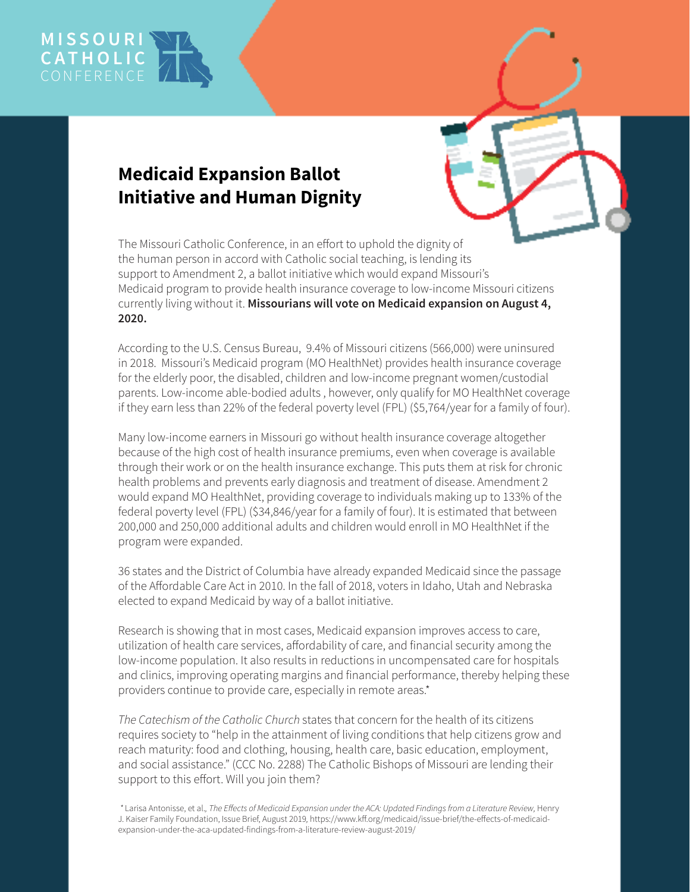MISSOURI CATHOLIC CONFERENCE

# Medicaid Expansion Ballot Initiative and Human Dignity

The Missouri Catholic Conference, in an effort to uphold the dignity of the human person in accord with Catholic social teaching, is lending its support to Amendment 2, a ballot initiative which would expand Missouri's Medicaid program to provide health insurance coverage to low-income Missouri citizens currently living without it. **Missourians will vote on Medicaid expansion on August 4, 2020.**

According to the U.S. Census Bureau, 9.4% of Missouri citizens (566,000) were uninsured in 2018. Missouri's Medicaid program (MO HealthNet) provides health insurance coverage for the elderly poor, the disabled, children and low-income pregnant women/custodial parents. Low-income able-bodied adults , however, only qualify for MO HealthNet coverage if they earn less than 22% of the federal poverty level (FPL) ($5,764/year for a family of four).

Many low-income earners in Missouri go without health insurance coverage altogether because of the high cost of health insurance premiums, even when coverage is available through their work or on the health insurance exchange. This puts them at risk for chronic health problems and prevents early diagnosis and treatment of disease. Amendment 2 would expand MO HealthNet, providing coverage to individuals making up to 133% of the federal poverty level (FPL) ($34,846/year for a family of four). It is estimated that between 200,000 and 250,000 additional adults and children would enroll in MO HealthNet if the program were expanded.

36 states and the District of Columbia have already expanded Medicaid since the passage of the Affordable Care Act in 2010. In the fall of 2018, voters in Idaho, Utah and Nebraska elected to expand Medicaid by way of a ballot initiative.

Research is showing that in most cases, Medicaid expansion improves access to care, utilization of health care services, affordability of care, and financial security among the low-income population. It also results in reductions in uncompensated care for hospitals and clinics, improving operating margins and financial performance, thereby helping these providers continue to provide care, especially in remote areas.*

*The Catechism of the Catholic Church* states that concern for the health of its citizens requires society to "help in the attainment of living conditions that help citizens grow and reach maturity: food and clothing, housing, health care, basic education, employment, and social assistance." (CCC No. 2288) The Catholic Bishops of Missouri are lending their support to this effort. Will you join them?

* Larisa Antonisse, et al., *The Effects of Medicaid Expansion under the ACA: Updated Findings from a Literature Review*, Henry J. Kaiser Family Foundation, Issue Brief, August 2019, https://www.kff.org/medicaid/issue-brief/the-effects-of-medicaid-expansion-under-the-aca-updated-findings-from-a-literature-review-august-2019/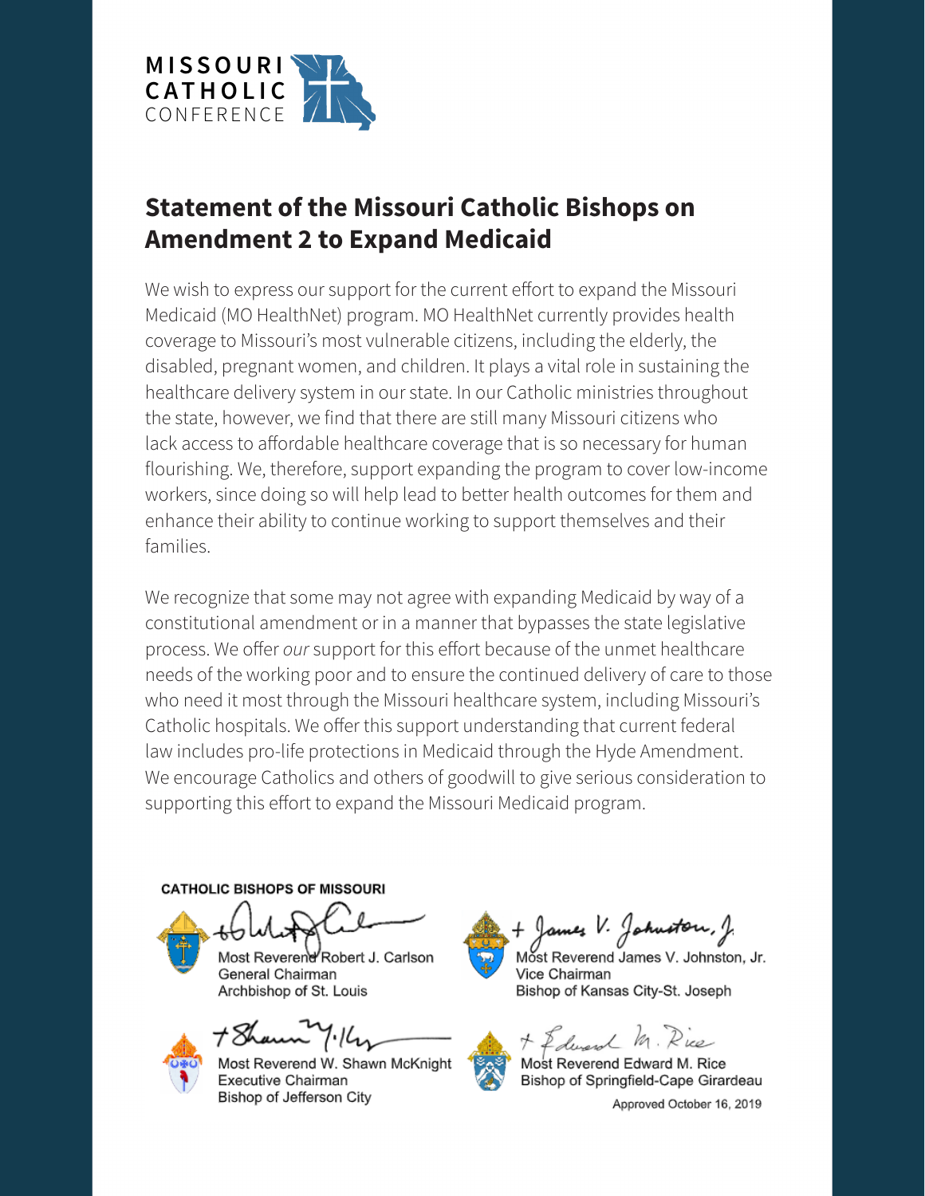MISSOURI
CATHOLIC
CONFERENCE

## Statement of the Missouri Catholic Bishops on Amendment 2 to Expand Medicaid

We wish to express our support for the current effort to expand the Missouri Medicaid (MO HealthNet) program. MO HealthNet currently provides health coverage to Missouri's most vulnerable citizens, including the elderly, the disabled, pregnant women, and children. It plays a vital role in sustaining the healthcare delivery system in our state. In our Catholic ministries throughout the state, however, we find that there are still many Missouri citizens who lack access to affordable healthcare coverage that is so necessary for human flourishing. We, therefore, support expanding the program to cover low-income workers, since doing so will help lead to better health outcomes for them and enhance their ability to continue working to support themselves and their families.

We recognize that some may not agree with expanding Medicaid by way of a constitutional amendment or in a manner that bypasses the state legislative process. We offer *our* support for this effort because of the unmet healthcare needs of the working poor and to ensure the continued delivery of care to those who need it most through the Missouri healthcare system, including Missouri's Catholic hospitals. We offer this support understanding that current federal law includes pro-life protections in Medicaid through the Hyde Amendment. We encourage Catholics and others of goodwill to give serious consideration to supporting this effort to expand the Missouri Medicaid program.

**CATHOLIC BISHOPS OF MISSOURI**

Most Reverend Robert J. Carlson
General Chairman
Archbishop of St. Louis

Most Reverend James V. Johnston, Jr.
Vice Chairman
Bishop of Kansas City-St. Joseph

Most Reverend W. Shawn McKnight
Executive Chairman
Bishop of Jefferson City

Most Reverend Edward M. Rice
Bishop of Springfield-Cape Girardeau

Approved October 16, 2019